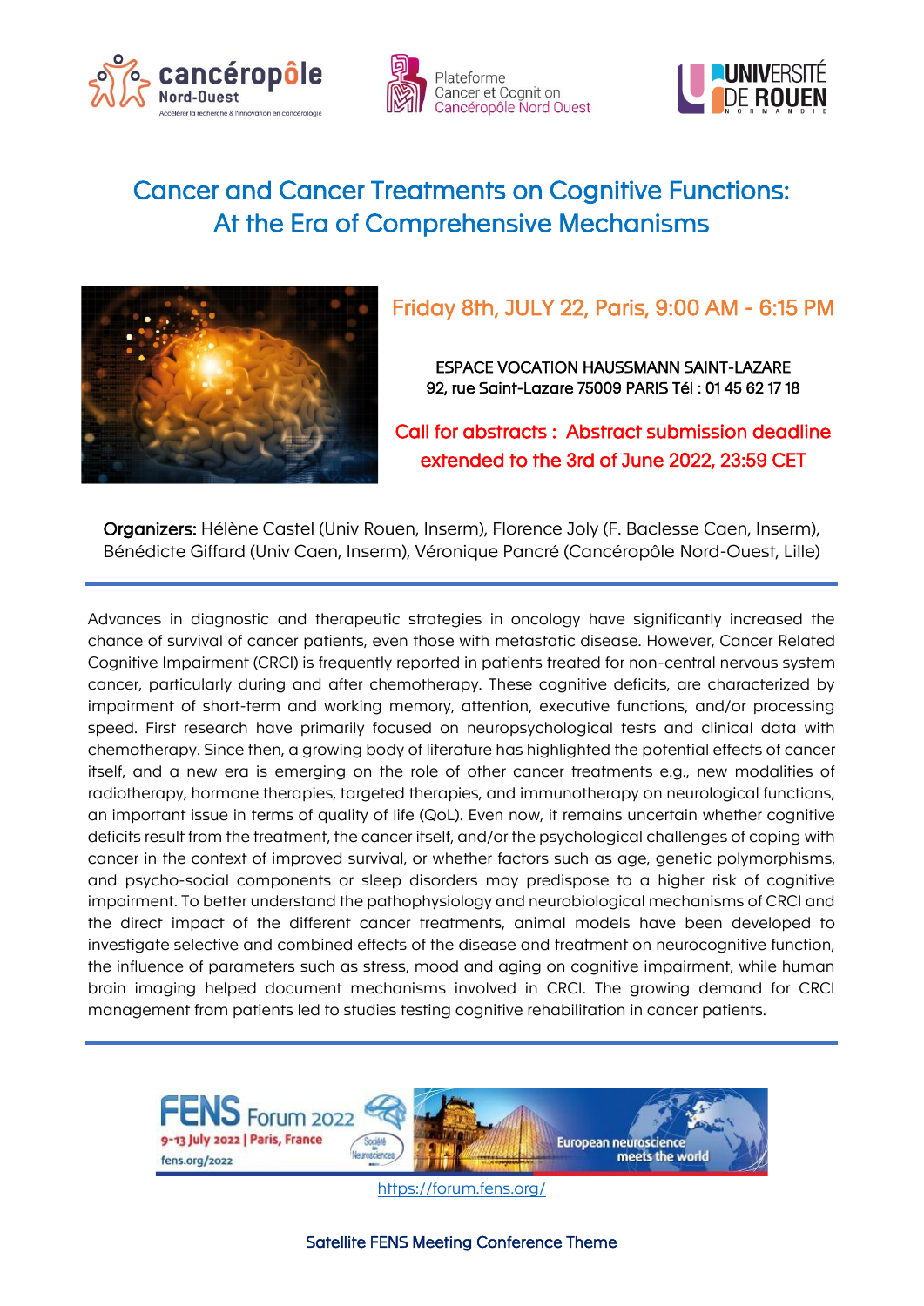# Cancer and Cancer Treatments on Cognitive Functions: At the Era of Comprehensive Mechanisms

## Friday 8th, JULY 22, Paris, 9:00 AM - 6:15 PM

ESPACE VOCATION HAUSSMANN SAINT-LAZARE
92, rue Saint-Lazare 75009 PARIS Tél : 01 45 62 17 18

**Call for abstracts : Abstract submission deadline extended to the 3rd of June 2022, 23:59 CET**

**Organizers:** Hélène Castel (Univ Rouen, Inserm), Florence Joly (F. Baclesse Caen, Inserm), Bénédicte Giffard (Univ Caen, Inserm), Véronique Pancré (Cancéropôle Nord-Ouest, Lille)

---

Advances in diagnostic and therapeutic strategies in oncology have significantly increased the chance of survival of cancer patients, even those with metastatic disease. However, Cancer Related Cognitive Impairment (CRCI) is frequently reported in patients treated for non-central nervous system cancer, particularly during and after chemotherapy. These cognitive deficits, are characterized by impairment of short-term and working memory, attention, executive functions, and/or processing speed. First research have primarily focused on neuropsychological tests and clinical data with chemotherapy. Since then, a growing body of literature has highlighted the potential effects of cancer itself, and a new era is emerging on the role of other cancer treatments e.g., new modalities of radiotherapy, hormone therapies, targeted therapies, and immunotherapy on neurological functions, an important issue in terms of quality of life (QoL). Even now, it remains uncertain whether cognitive deficits result from the treatment, the cancer itself, and/or the psychological challenges of coping with cancer in the context of improved survival, or whether factors such as age, genetic polymorphisms, and psycho-social components or sleep disorders may predispose to a higher risk of cognitive impairment. To better understand the pathophysiology and neurobiological mechanisms of CRCI and the direct impact of the different cancer treatments, animal models have been developed to investigate selective and combined effects of the disease and treatment on neurocognitive function, the influence of parameters such as stress, mood and aging on cognitive impairment, while human brain imaging helped document mechanisms involved in CRCI. The growing demand for CRCI management from patients led to studies testing cognitive rehabilitation in cancer patients.

---

FENS Forum 2022
9-13 July 2022 | Paris, France
fens.org/2022
European neuroscience meets the world

https://forum.fens.org/

Satellite FENS Meeting Conference Theme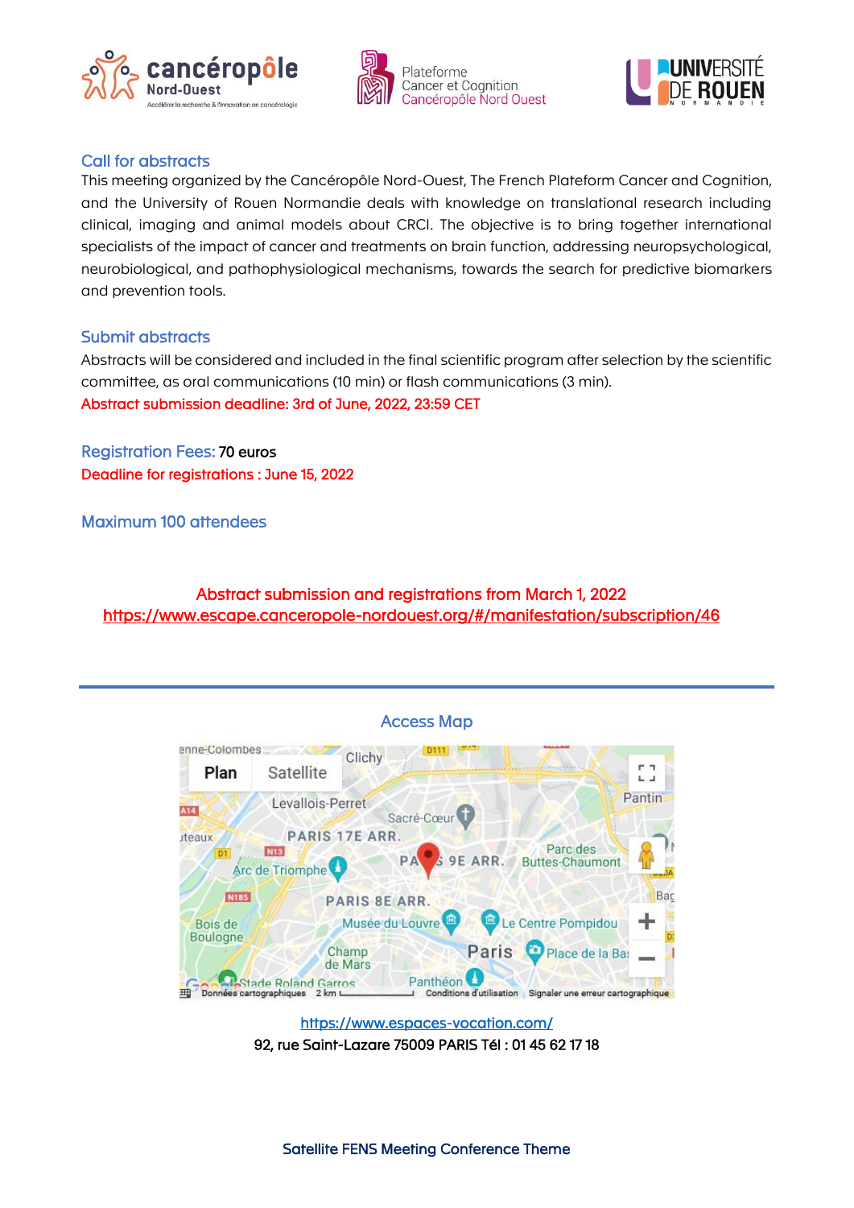## Call for abstracts

This meeting organized by the Cancéropôle Nord-Ouest, The French Plateform Cancer and Cognition, and the University of Rouen Normandie deals with knowledge on translational research including clinical, imaging and animal models about CRCI. The objective is to bring together international specialists of the impact of cancer and treatments on brain function, addressing neuropsychological, neurobiological, and pathophysiological mechanisms, towards the search for predictive biomarkers and prevention tools.

## Submit abstracts

Abstracts will be considered and included in the final scientific program after selection by the scientific committee, as oral communications (10 min) or flash communications (3 min).

**Abstract submission deadline: 3rd of June, 2022, 23:59 CET**

## Registration Fees: 70 euros

**Deadline for registrations : June 15, 2022**

## Maximum 100 attendees

**Abstract submission and registrations from March 1, 2022**

https://www.escape.canceropole-nordouest.org/#/manifestation/subscription/46

---

## Access Map

https://www.espaces-vocation.com/

92, rue Saint-Lazare 75009 PARIS Tél : 01 45 62 17 18

Satellite FENS Meeting Conference Theme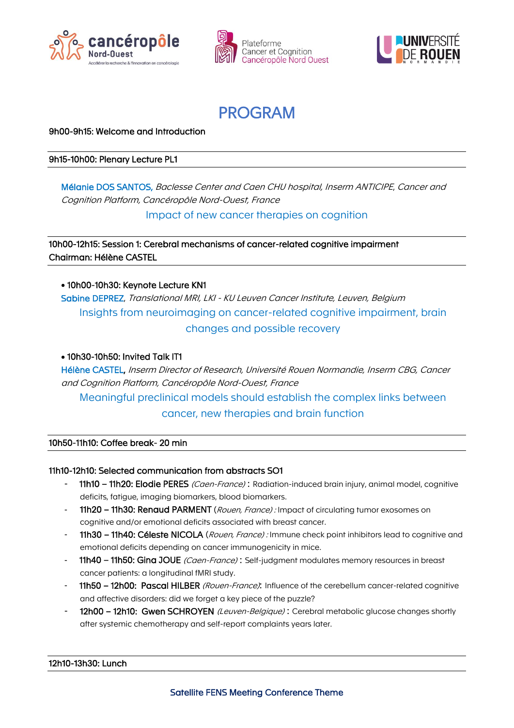# PROGRAM

9h00-9h15: Welcome and Introduction

---

9h15-10h00: Plenary Lecture PL1

---

Mélanie DOS SANTOS, *Baclesse Center and Caen CHU hospital, Inserm ANTICIPE, Cancer and Cognition Platform, Cancéropôle Nord-Ouest, France*

Impact of new cancer therapies on cognition

---

10h00-12h15: Session 1: Cerebral mechanisms of cancer-related cognitive impairment
Chairman: Hélène CASTEL

---

- 10h00-10h30: Keynote Lecture KN1

Sabine DEPREZ, *Translational MRI, LKI - KU Leuven Cancer Institute, Leuven, Belgium*

Insights from neuroimaging on cancer-related cognitive impairment, brain changes and possible recovery

- 10h30-10h50: Invited Talk IT1

Hélène CASTEL, *Inserm Director of Research, Université Rouen Normandie, Inserm CBG, Cancer and Cognition Platform, Cancéropôle Nord-Ouest, France*

Meaningful preclinical models should establish the complex links between cancer, new therapies and brain function

---

10h50-11h10: Coffee break- 20 min

---

11h10-12h10: Selected communication from abstracts SO1

- 11h10 – 11h20: Elodie PERES *(Caen-France)* : Radiation-induced brain injury, animal model, cognitive deficits, fatigue, imaging biomarkers, blood biomarkers.
- 11h20 – 11h30: Renaud PARMENT (*Rouen, France) :* Impact of circulating tumor exosomes on cognitive and/or emotional deficits associated with breast cancer.
- 11h30 – 11h40: Céleste NICOLA (*Rouen, France) :* Immune check point inhibitors lead to cognitive and emotional deficits depending on cancer immunogenicity in mice.
- 11h40 – 11h50: Gina JOUE *(Caen-France)* : Self-judgment modulates memory resources in breast cancer patients: a longitudinal fMRI study.
- 11h50 – 12h00: Pascal HILBER *(Rouen-France)*: Influence of the cerebellum cancer-related cognitive and affective disorders: did we forget a key piece of the puzzle?
- 12h00 – 12h10: Gwen SCHROYEN *(Leuven-Belgique)* : Cerebral metabolic glucose changes shortly after systemic chemotherapy and self-report complaints years later.

---

12h10-13h30: Lunch

---

Satellite FENS Meeting Conference Theme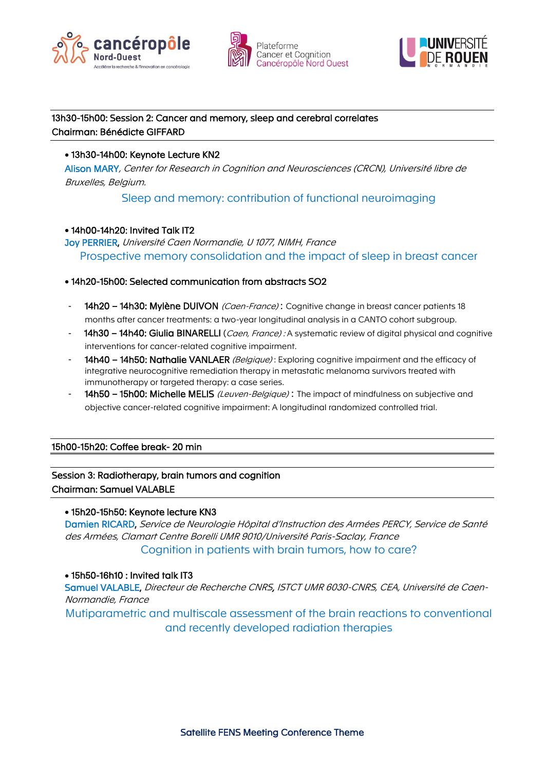## 13h30-15h00: Session 2: Cancer and memory, sleep and cerebral correlates

**Chairman: Bénédicte GIFFARD**

- 13h30-14h00: Keynote Lecture KN2

Alison MARY, *Center for Research in Cognition and Neurosciences (CRCN), Université libre de Bruxelles, Belgium.*

Sleep and memory: contribution of functional neuroimaging

- 14h00-14h20: Invited Talk IT2

Joy PERRIER, *Université Caen Normandie, U 1077, NIMH, France*

Prospective memory consolidation and the impact of sleep in breast cancer

- 14h20-15h00: Selected communication from abstracts SO2

- 14h20 – 14h30: Mylène DUIVON *(Caen-France)* : Cognitive change in breast cancer patients 18 months after cancer treatments: a two-year longitudinal analysis in a CANTO cohort subgroup.
- 14h30 – 14h40: Giulia BINARELLI (*Caen, France) :* A systematic review of digital physical and cognitive interventions for cancer-related cognitive impairment.
- 14h40 – 14h50: Nathalie VANLAER *(Belgique)* : Exploring cognitive impairment and the efficacy of integrative neurocognitive remediation therapy in metastatic melanoma survivors treated with immunotherapy or targeted therapy: a case series.
- 14h50 – 15h00: Michelle MELIS *(Leuven-Belgique)* : The impact of mindfulness on subjective and objective cancer-related cognitive impairment: A longitudinal randomized controlled trial.

## 15h00-15h20: Coffee break- 20 min

## Session 3: Radiotherapy, brain tumors and cognition

**Chairman: Samuel VALABLE**

- 15h20-15h50: Keynote lecture KN3

Damien RICARD, *Service de Neurologie Hôpital d'Instruction des Armées PERCY, Service de Santé des Armées, Clamart Centre Borelli UMR 9010/Université Paris-Saclay, France*

Cognition in patients with brain tumors, how to care?

- 15h50-16h10 : Invited talk IT3

Samuel VALABLE, *Directeur de Recherche CNRS, ISTCT UMR 6030-CNRS, CEA, Université de Caen-Normandie, France*

Mutiparametric and multiscale assessment of the brain reactions to conventional and recently developed radiation therapies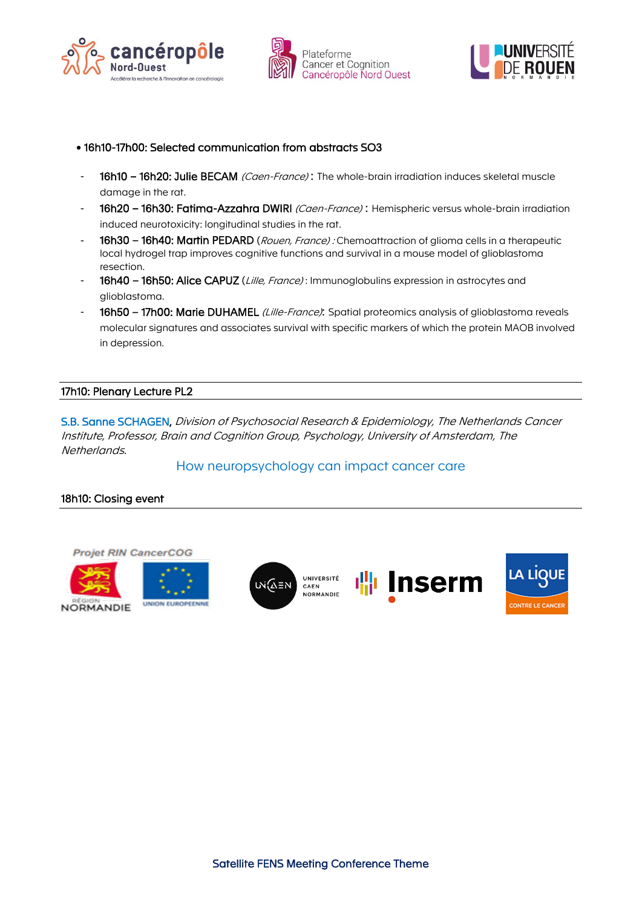- **16h10-17h00: Selected communication from abstracts SO3**

  - **16h10 – 16h20: Julie BECAM** *(Caen-France)* : The whole-brain irradiation induces skeletal muscle damage in the rat.
  - **16h20 – 16h30: Fatima-Azzahra DWIRI** *(Caen-France)* : Hemispheric versus whole-brain irradiation induced neurotoxicity: longitudinal studies in the rat.
  - **16h30 – 16h40: Martin PEDARD** (*Rouen, France) :* Chemoattraction of glioma cells in a therapeutic local hydrogel trap improves cognitive functions and survival in a mouse model of glioblastoma resection.
  - **16h40 – 16h50: Alice CAPUZ** (*Lille, France)* : Immunoglobulins expression in astrocytes and glioblastoma.
  - **16h50 – 17h00: Marie DUHAMEL** *(Lille-France)*: Spatial proteomics analysis of glioblastoma reveals molecular signatures and associates survival with specific markers of which the protein MAOB involved in depression.

---

**17h10: Plenary Lecture PL2**

---

S.B. Sanne SCHAGEN, *Division of Psychosocial Research & Epidemiology, The Netherlands Cancer Institute, Professor, Brain and Cognition Group, Psychology, University of Amsterdam, The Netherlands.*

How neuropsychology can impact cancer care

**18h10: Closing event**

---

Projet RIN CancerCOG